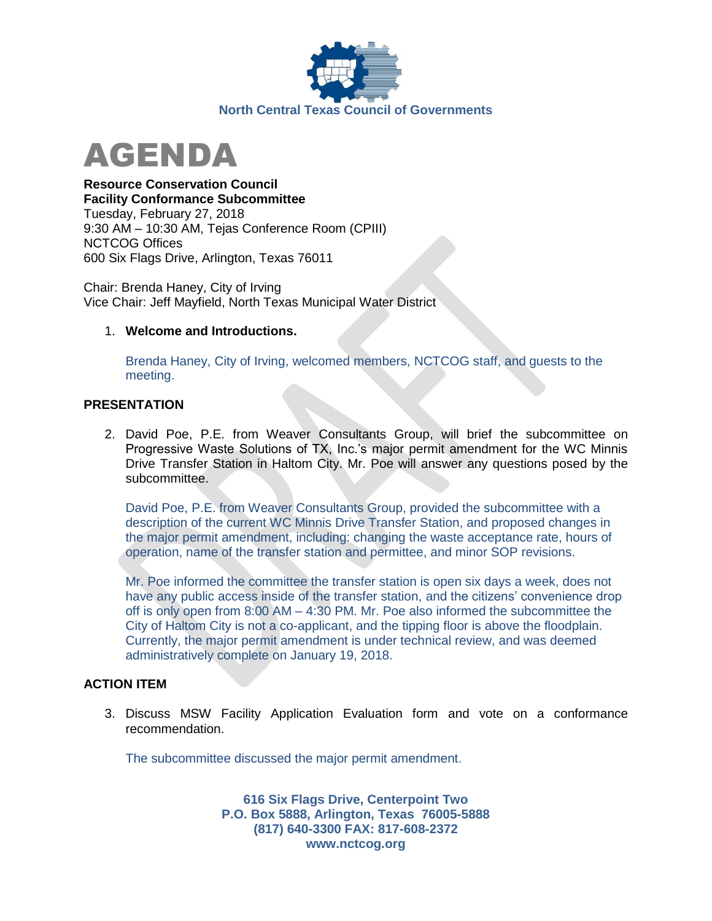North Central Texas Council of Governments

# AGENDA

**Resource Conservation Council**
**Facility Conformance Subcommittee**
Tuesday, February 27, 2018
9:30 AM – 10:30 AM, Tejas Conference Room (CPIII)
NCTCOG Offices
600 Six Flags Drive, Arlington, Texas 76011

Chair: Brenda Haney, City of Irving
Vice Chair: Jeff Mayfield, North Texas Municipal Water District

1. **Welcome and Introductions.**

   Brenda Haney, City of Irving, welcomed members, NCTCOG staff, and guests to the meeting.

## PRESENTATION

2. David Poe, P.E. from Weaver Consultants Group, will brief the subcommittee on Progressive Waste Solutions of TX, Inc.'s major permit amendment for the WC Minnis Drive Transfer Station in Haltom City. Mr. Poe will answer any questions posed by the subcommittee.

   David Poe, P.E. from Weaver Consultants Group, provided the subcommittee with a description of the current WC Minnis Drive Transfer Station, and proposed changes in the major permit amendment, including: changing the waste acceptance rate, hours of operation, name of the transfer station and permittee, and minor SOP revisions.

   Mr. Poe informed the committee the transfer station is open six days a week, does not have any public access inside of the transfer station, and the citizens' convenience drop off is only open from 8:00 AM – 4:30 PM. Mr. Poe also informed the subcommittee the City of Haltom City is not a co-applicant, and the tipping floor is above the floodplain. Currently, the major permit amendment is under technical review, and was deemed administratively complete on January 19, 2018.

## ACTION ITEM

3. Discuss MSW Facility Application Evaluation form and vote on a conformance recommendation.

   The subcommittee discussed the major permit amendment.

616 Six Flags Drive, Centerpoint Two
P.O. Box 5888, Arlington, Texas 76005-5888
(817) 640-3300 FAX: 817-608-2372
www.nctcog.org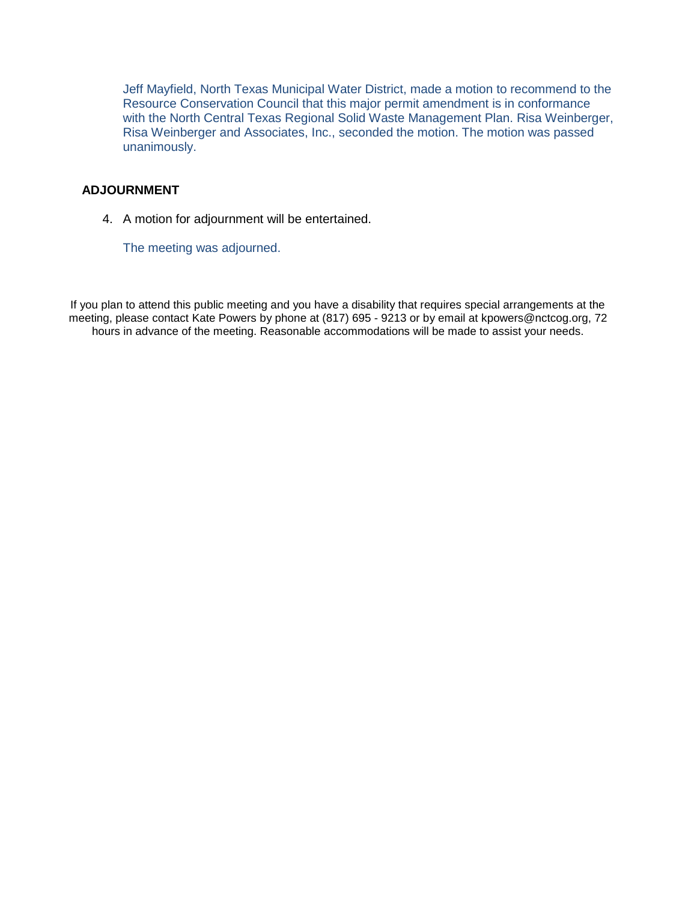Jeff Mayfield, North Texas Municipal Water District, made a motion to recommend to the Resource Conservation Council that this major permit amendment is in conformance with the North Central Texas Regional Solid Waste Management Plan. Risa Weinberger, Risa Weinberger and Associates, Inc., seconded the motion. The motion was passed unanimously.

## ADJOURNMENT

4. A motion for adjournment will be entertained.

   The meeting was adjourned.

If you plan to attend this public meeting and you have a disability that requires special arrangements at the meeting, please contact Kate Powers by phone at (817) 695 - 9213 or by email at kpowers@nctcog.org, 72 hours in advance of the meeting. Reasonable accommodations will be made to assist your needs.